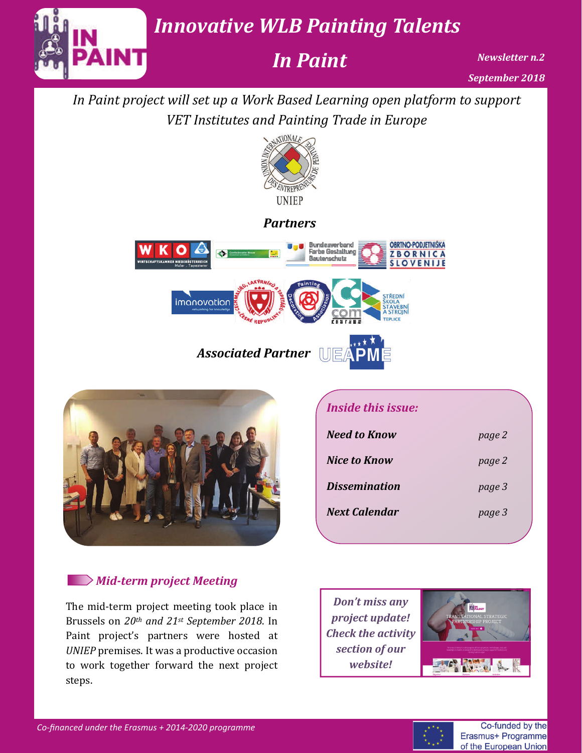# *Innovative WLB Painting Talents*

## *In Paint*

*Newsletter n.2*

*September 2018*

*In Paint project will set up a Work Based Learning open platform to support VET Institutes and Painting Trade in Europe*

UNIEP

### *Partners*

### *Associated Partner*

*Inside this issue:*

| | |
|---|---|
| *Need to Know* | *page 2* |
| *Nice to Know* | *page 2* |
| *Dissemination* | *page 3* |
| *Next Calendar* | *page 3* |

### *Mid-term project Meeting*

The mid-term project meeting took place in Brussels on *20th and 21st September 2018*. In Paint project's partners were hosted at *UNIEP* premises. It was a productive occasion to work together forward the next project steps.

*Don't miss any project update! Check the activity section of our website!*

*Co-financed under the Erasmus + 2014-2020 programme*

Co-funded by the Erasmus+ Programme of the European Union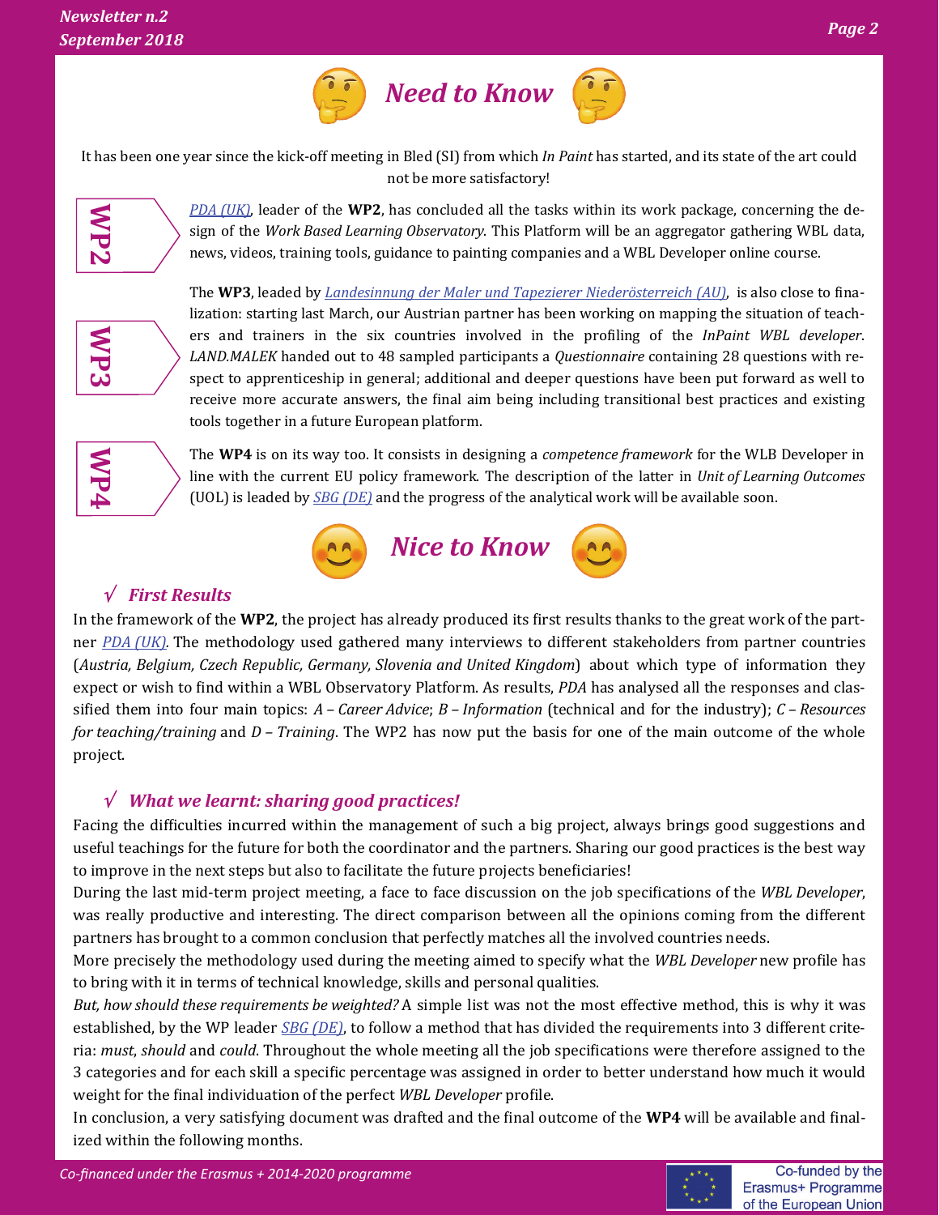## Need to Know

It has been one year since the kick-off meeting in Bled (SI) from which *In Paint* has started, and its state of the art could not be more satisfactory!

**WP2**

PDA (UK), leader of the **WP2**, has concluded all the tasks within its work package, concerning the design of the *Work Based Learning Observatory*. This Platform will be an aggregator gathering WBL data, news, videos, training tools, guidance to painting companies and a WBL Developer online course.

**WP3**

The **WP3**, leaded by Landesinnung der Maler und Tapezierer Niederösterreich (AU), is also close to finalization: starting last March, our Austrian partner has been working on mapping the situation of teachers and trainers in the six countries involved in the profiling of the *InPaint WBL developer*. *LAND.MALEK* handed out to 48 sampled participants a *Questionnaire* containing 28 questions with respect to apprenticeship in general; additional and deeper questions have been put forward as well to receive more accurate answers, the final aim being including transitional best practices and existing tools together in a future European platform.

**WP4**

The **WP4** is on its way too. It consists in designing a *competence framework* for the WLB Developer in line with the current EU policy framework. The description of the latter in *Unit of Learning Outcomes* (UOL) is leaded by SBG (DE) and the progress of the analytical work will be available soon.

## Nice to Know

### √ First Results

In the framework of the **WP2**, the project has already produced its first results thanks to the great work of the partner PDA (UK). The methodology used gathered many interviews to different stakeholders from partner countries (*Austria, Belgium, Czech Republic, Germany, Slovenia and United Kingdom*) about which type of information they expect or wish to find within a WBL Observatory Platform. As results, *PDA* has analysed all the responses and classified them into four main topics: *A – Career Advice*; *B – Information* (technical and for the industry); *C – Resources for teaching/training* and *D – Training*. The WP2 has now put the basis for one of the main outcome of the whole project.

### √ What we learnt: sharing good practices!

Facing the difficulties incurred within the management of such a big project, always brings good suggestions and useful teachings for the future for both the coordinator and the partners. Sharing our good practices is the best way to improve in the next steps but also to facilitate the future projects beneficiaries!

During the last mid-term project meeting, a face to face discussion on the job specifications of the *WBL Developer*, was really productive and interesting. The direct comparison between all the opinions coming from the different partners has brought to a common conclusion that perfectly matches all the involved countries needs.

More precisely the methodology used during the meeting aimed to specify what the *WBL Developer* new profile has to bring with it in terms of technical knowledge, skills and personal qualities.

*But, how should these requirements be weighted?* A simple list was not the most effective method, this is why it was established, by the WP leader SBG (DE), to follow a method that has divided the requirements into 3 different criteria: *must*, *should* and *could*. Throughout the whole meeting all the job specifications were therefore assigned to the 3 categories and for each skill a specific percentage was assigned in order to better understand how much it would weight for the final individuation of the perfect *WBL Developer* profile.

In conclusion, a very satisfying document was drafted and the final outcome of the **WP4** will be available and finalized within the following months.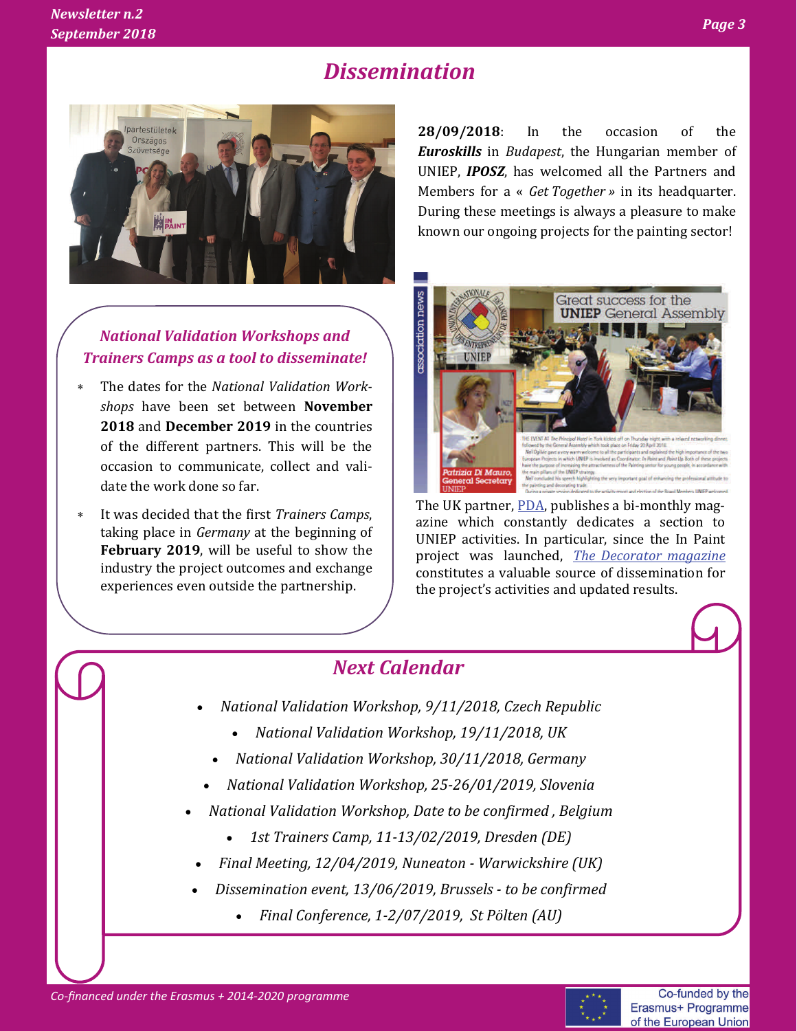# Dissemination

**28/09/2018**: In the occasion of the ***Euroskills*** in *Budapest*, the Hungarian member of UNIEP, ***IPOSZ***, has welcomed all the Partners and Members for a « *Get Together* » in its headquarter. During these meetings is always a pleasure to make known our ongoing projects for the painting sector!

### *National Validation Workshops and Trainers Camps as a tool to disseminate!*

- The dates for the *National Validation Workshops* have been set between **November 2018** and **December 2019** in the countries of the different partners. This will be the occasion to communicate, collect and validate the work done so far.
- It was decided that the first *Trainers Camps*, taking place in *Germany* at the beginning of **February 2019**, will be useful to show the industry the project outcomes and exchange experiences even outside the partnership.

The UK partner, PDA, publishes a bi-monthly magazine which constantly dedicates a section to UNIEP activities. In particular, since the In Paint project was launched, *The Decorator magazine* constitutes a valuable source of dissemination for the project's activities and updated results.

## *Next Calendar*

- *National Validation Workshop, 9/11/2018, Czech Republic*
- *National Validation Workshop, 19/11/2018, UK*
- *National Validation Workshop, 30/11/2018, Germany*
- *National Validation Workshop, 25-26/01/2019, Slovenia*
- *National Validation Workshop, Date to be confirmed , Belgium*
- *1st Trainers Camp, 11-13/02/2019, Dresden (DE)*
- *Final Meeting, 12/04/2019, Nuneaton - Warwickshire (UK)*
- *Dissemination event, 13/06/2019, Brussels - to be confirmed*
- *Final Conference, 1-2/07/2019, St Pölten (AU)*

*Co-financed under the Erasmus + 2014-2020 programme*

Co-funded by the Erasmus+ Programme of the European Union